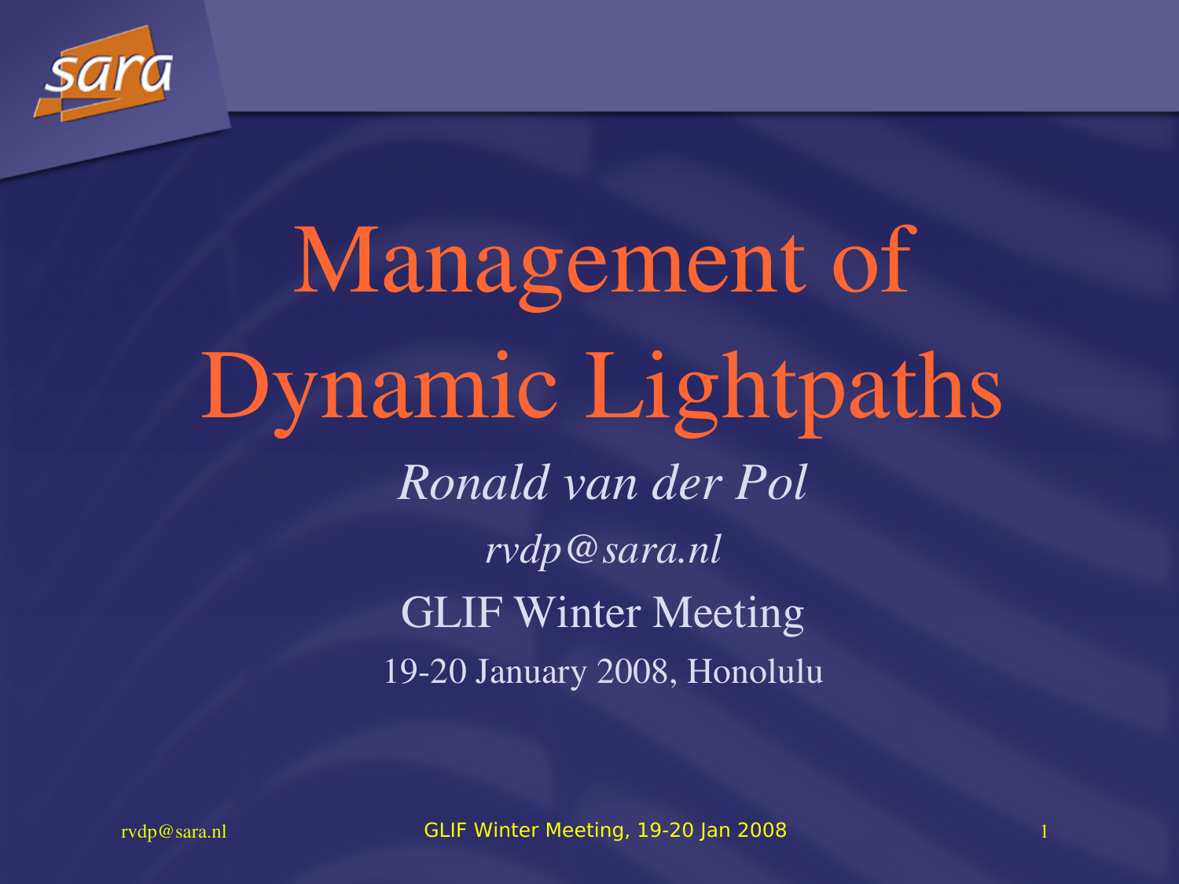# Management of Dynamic Lightpaths

*Ronald van der Pol*

*rvdp@sara.nl*

GLIF Winter Meeting

19-20 January 2008, Honolulu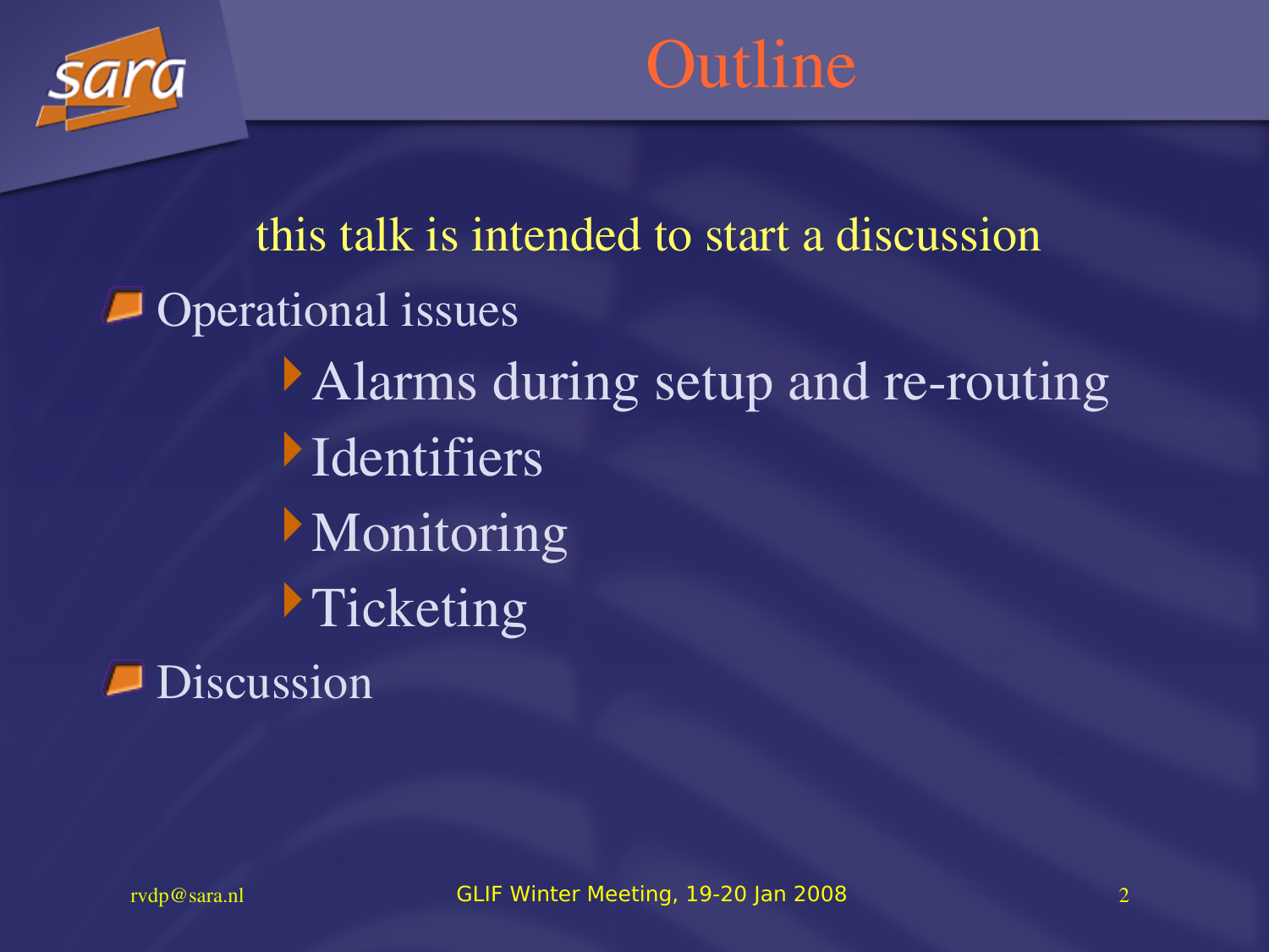# Outline

this talk is intended to start a discussion

- Operational issues
  - Alarms during setup and re-routing
  - Identifiers
  - Monitoring
  - Ticketing
- Discussion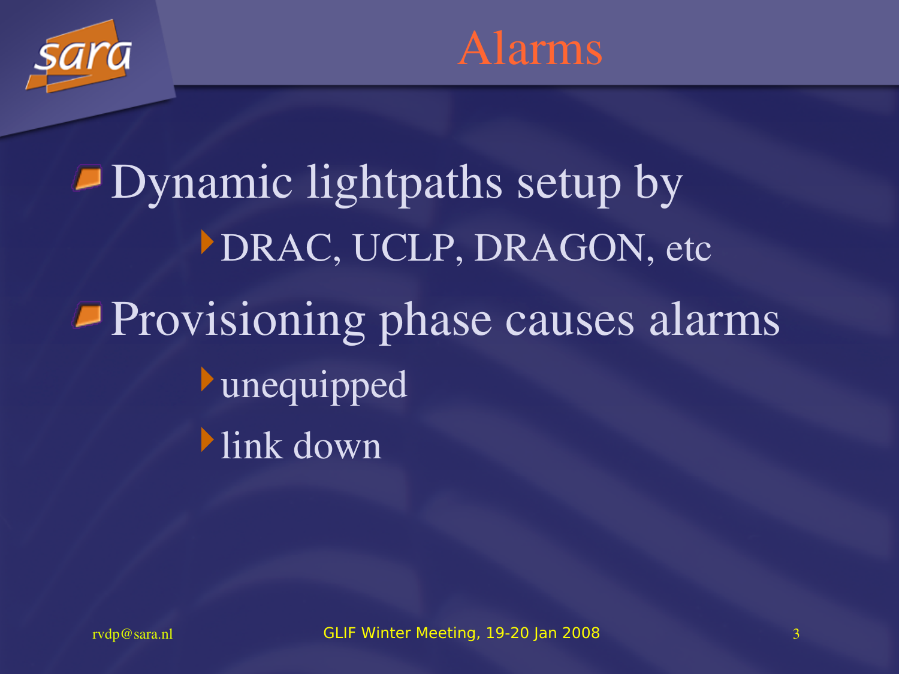# Alarms

- Dynamic lightpaths setup by
  - DRAC, UCLP, DRAGON, etc
- Provisioning phase causes alarms
  - unequipped
  - link down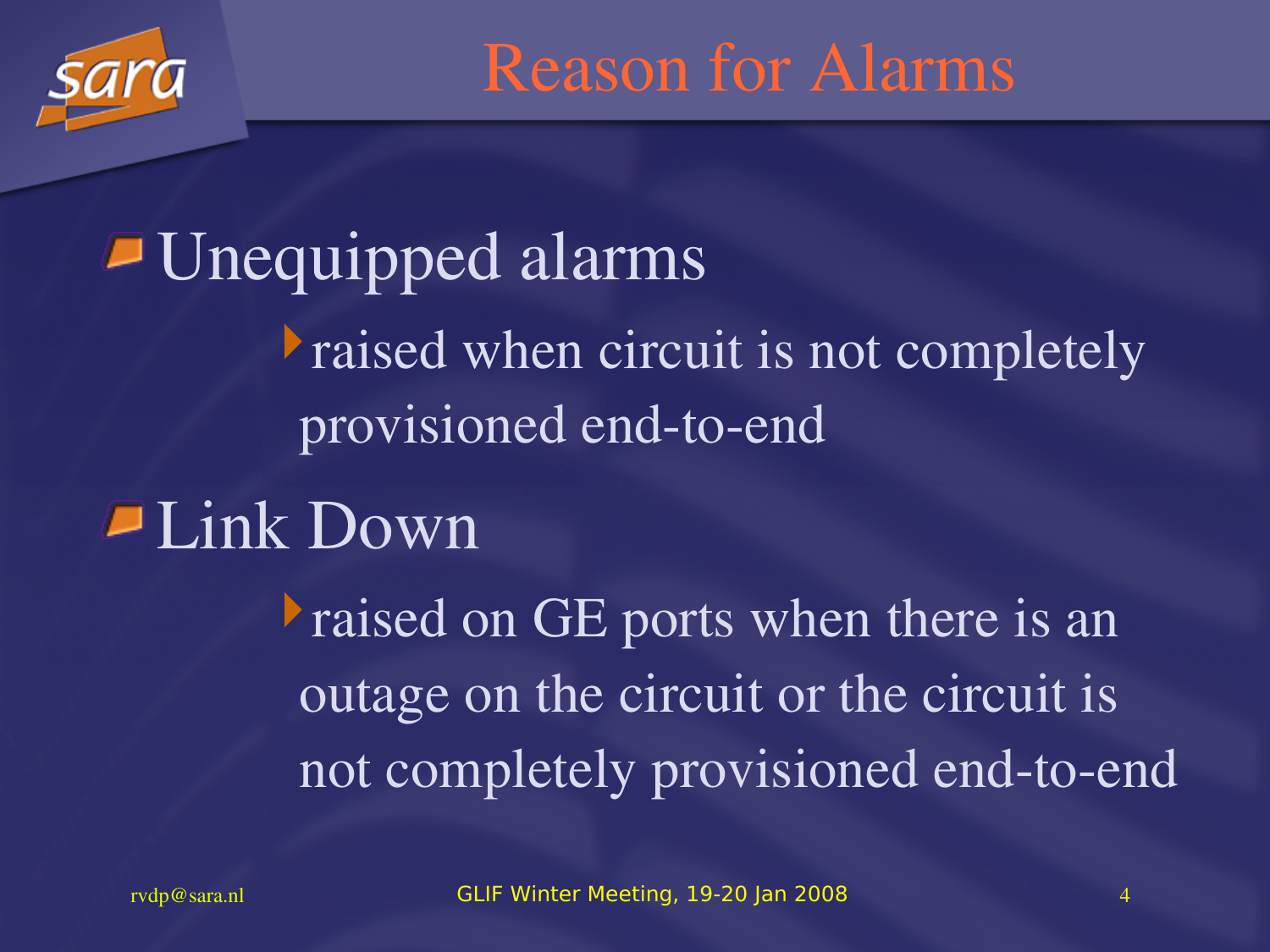# Reason for Alarms

- Unequipped alarms
  - raised when circuit is not completely provisioned end-to-end
- Link Down
  - raised on GE ports when there is an outage on the circuit or the circuit is not completely provisioned end-to-end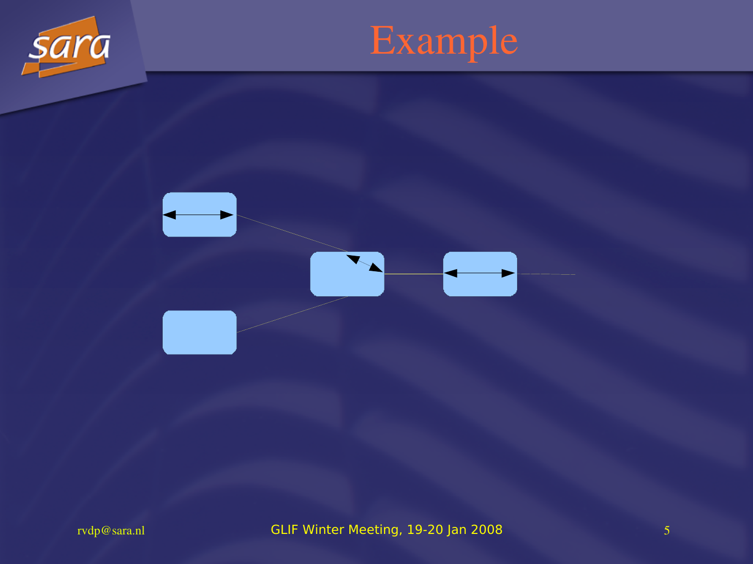# Example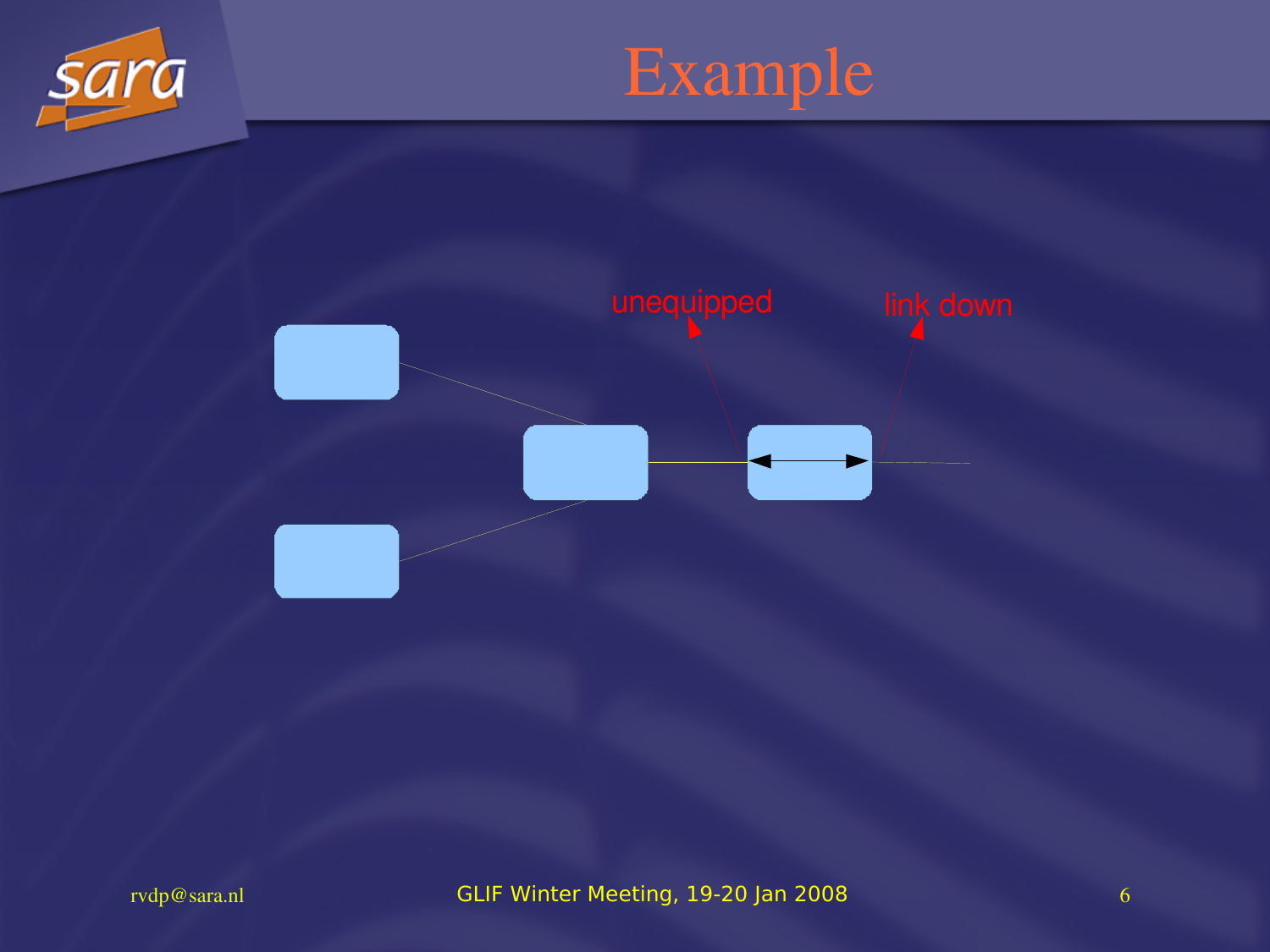# Example

unequipped

link down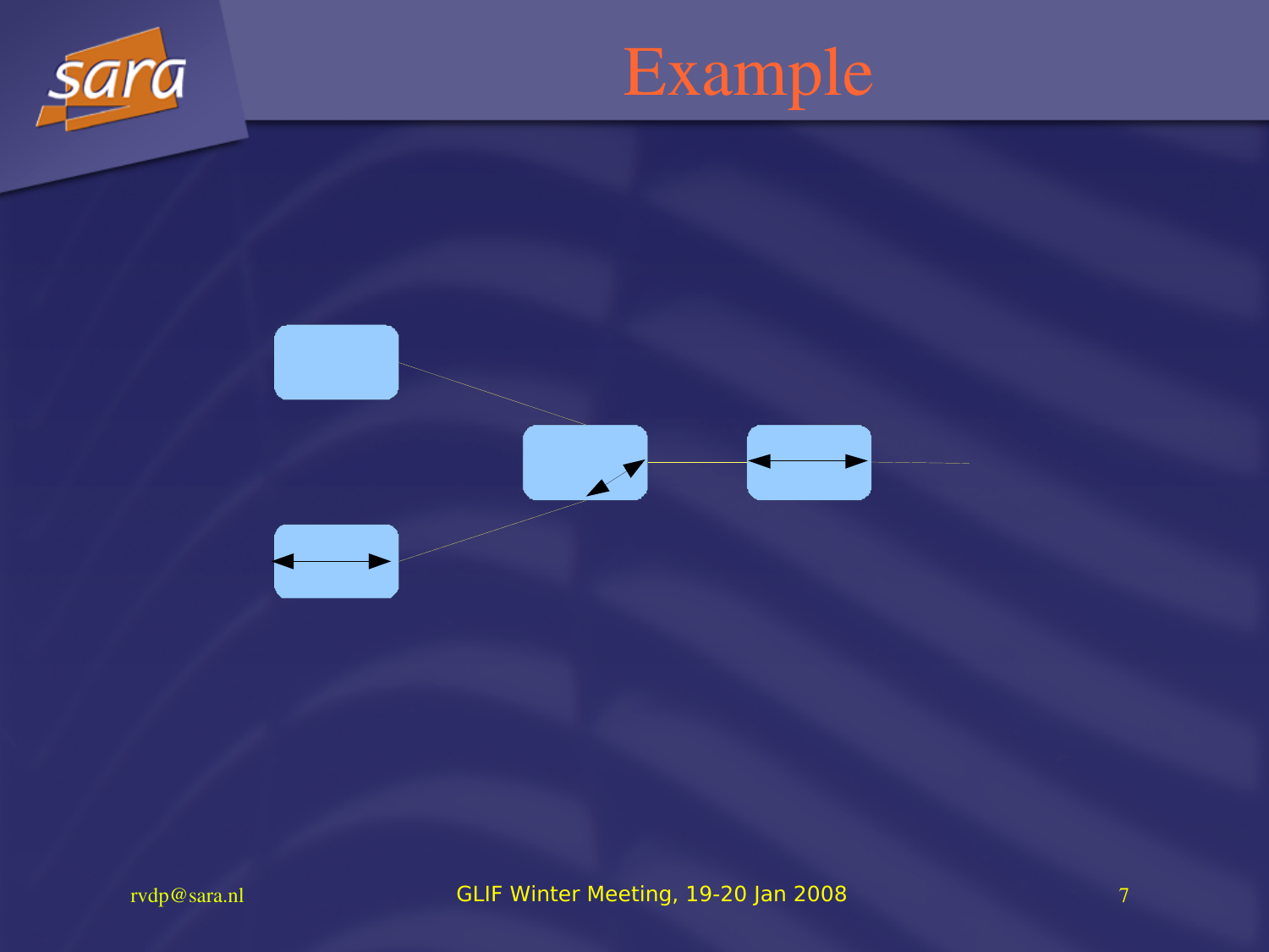# Example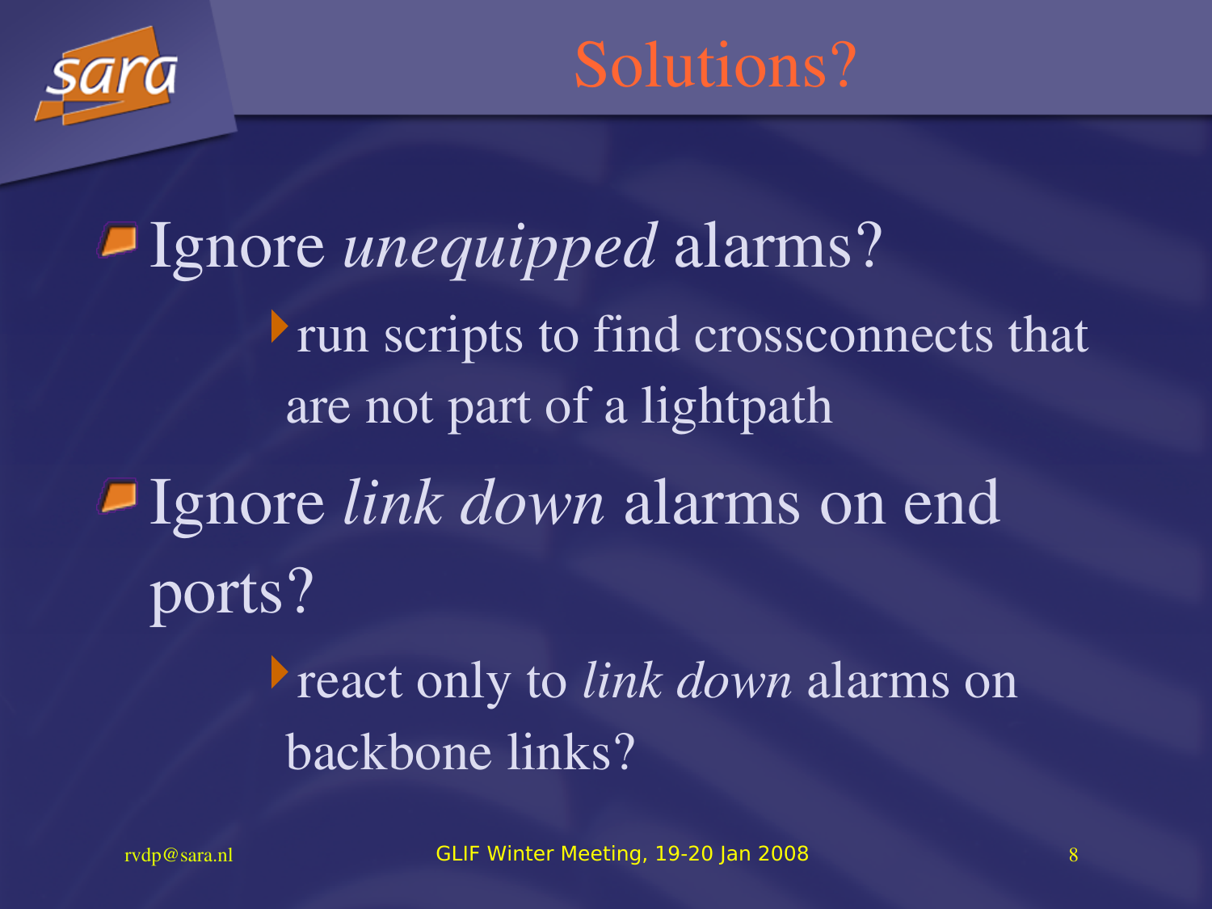# Solutions?

- Ignore *unequipped* alarms?
  - run scripts to find crossconnects that are not part of a lightpath
- Ignore *link down* alarms on end ports?
  - react only to *link down* alarms on backbone links?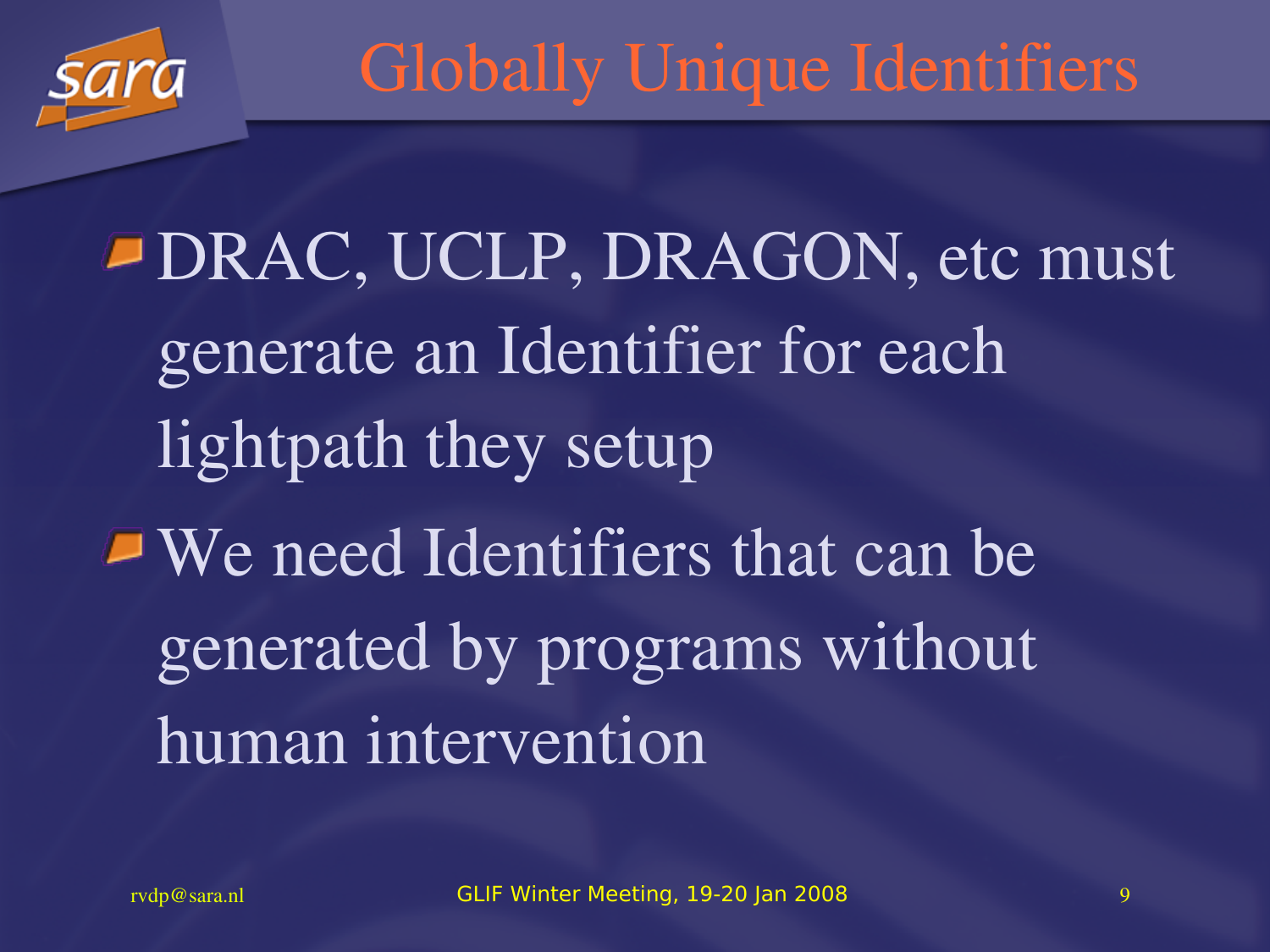# Globally Unique Identifiers

- DRAC, UCLP, DRAGON, etc must generate an Identifier for each lightpath they setup
- We need Identifiers that can be generated by programs without human intervention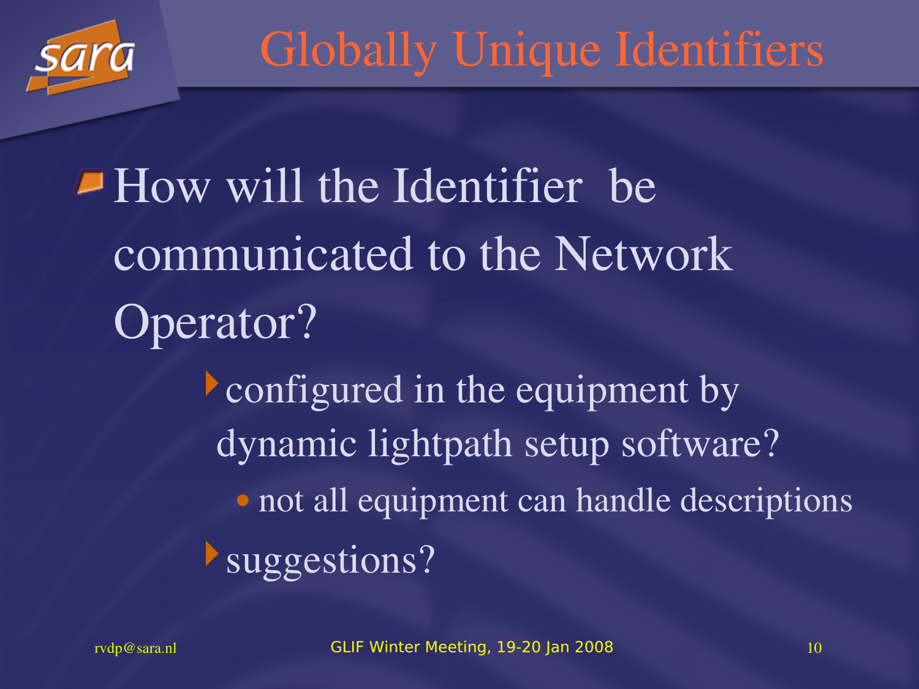# Globally Unique Identifiers

- How will the Identifier be communicated to the Network Operator?
  - configured in the equipment by dynamic lightpath setup software?
    - not all equipment can handle descriptions
  - suggestions?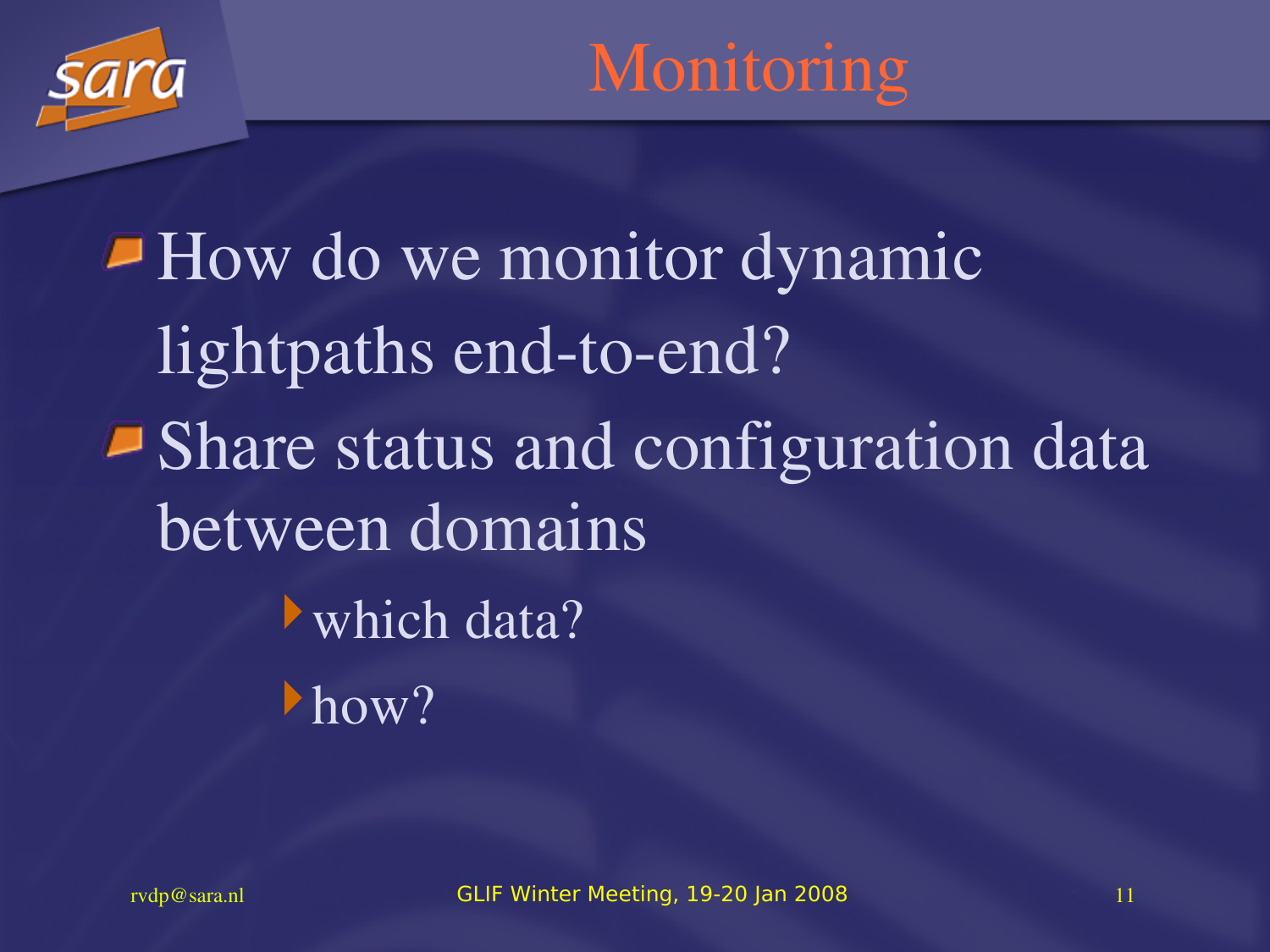# Monitoring

- How do we monitor dynamic lightpaths end-to-end?
- Share status and configuration data between domains
  - which data?
  - how?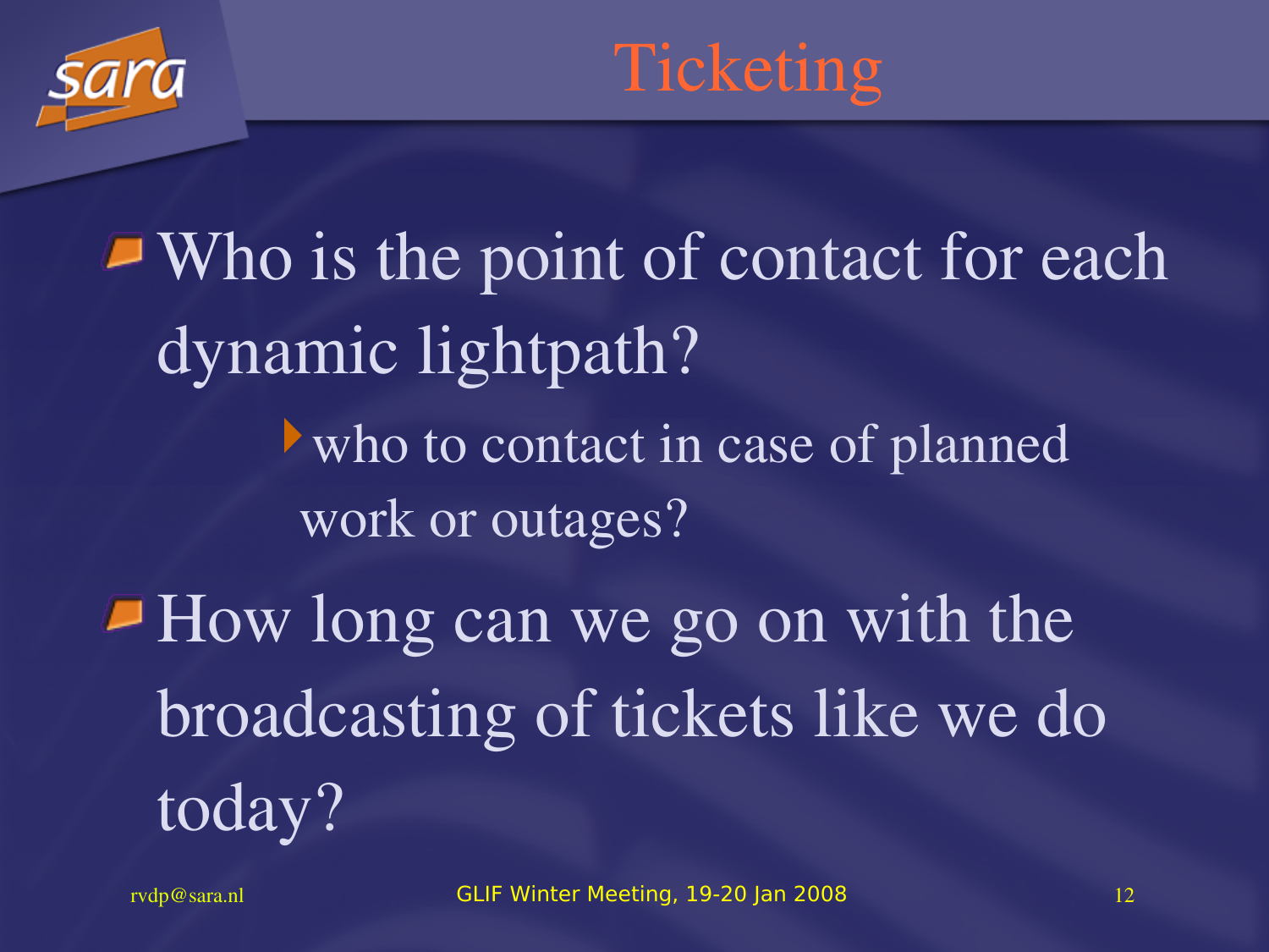# Ticketing

- Who is the point of contact for each dynamic lightpath?
  - who to contact in case of planned work or outages?
- How long can we go on with the broadcasting of tickets like we do today?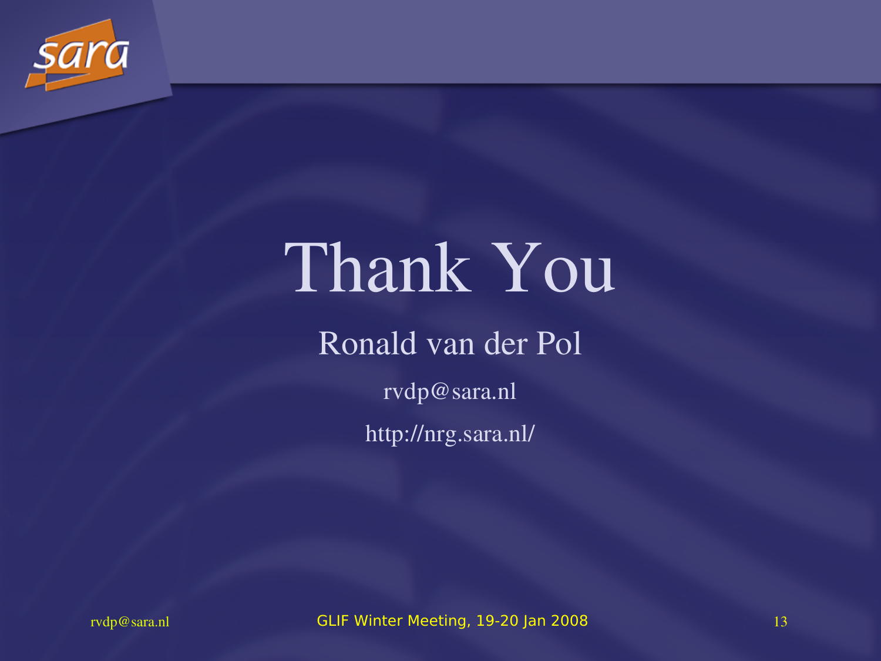# Thank You

Ronald van der Pol

rvdp@sara.nl

http://nrg.sara.nl/